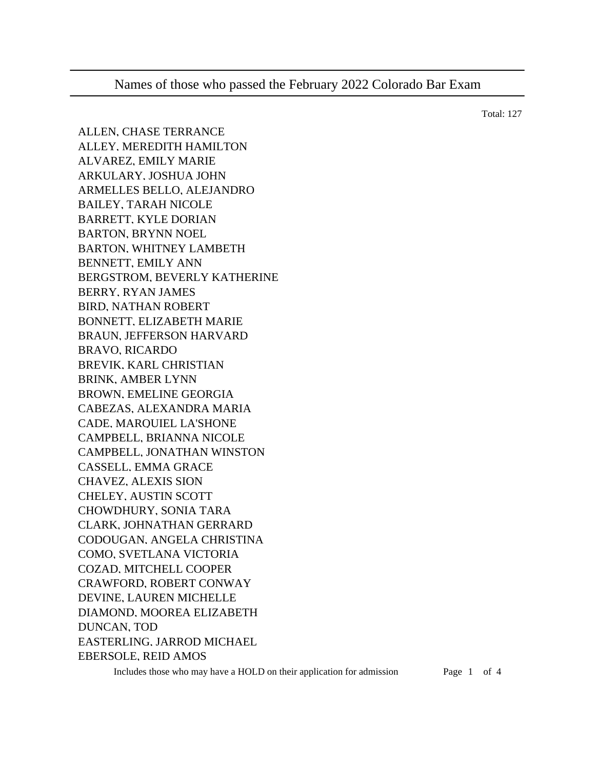# Names of those who passed the February 2022 Colorado Bar Exam

Total: 127

ALLEN, CHASE TERRANCE
ALLEY, MEREDITH HAMILTON
ALVAREZ, EMILY MARIE
ARKULARY, JOSHUA JOHN
ARMELLES BELLO, ALEJANDRO
BAILEY, TARAH NICOLE
BARRETT, KYLE DORIAN
BARTON, BRYNN NOEL
BARTON, WHITNEY LAMBETH
BENNETT, EMILY ANN
BERGSTROM, BEVERLY KATHERINE
BERRY, RYAN JAMES
BIRD, NATHAN ROBERT
BONNETT, ELIZABETH MARIE
BRAUN, JEFFERSON HARVARD
BRAVO, RICARDO
BREVIK, KARL CHRISTIAN
BRINK, AMBER LYNN
BROWN, EMELINE GEORGIA
CABEZAS, ALEXANDRA MARIA
CADE, MARQUIEL LA'SHONE
CAMPBELL, BRIANNA NICOLE
CAMPBELL, JONATHAN WINSTON
CASSELL, EMMA GRACE
CHAVEZ, ALEXIS SION
CHELEY, AUSTIN SCOTT
CHOWDHURY, SONIA TARA
CLARK, JOHNATHAN GERRARD
CODOUGAN, ANGELA CHRISTINA
COMO, SVETLANA VICTORIA
COZAD, MITCHELL COOPER
CRAWFORD, ROBERT CONWAY
DEVINE, LAUREN MICHELLE
DIAMOND, MOOREA ELIZABETH
DUNCAN, TOD
EASTERLING, JARROD MICHAEL
EBERSOLE, REID AMOS

Includes those who may have a HOLD on their application for admission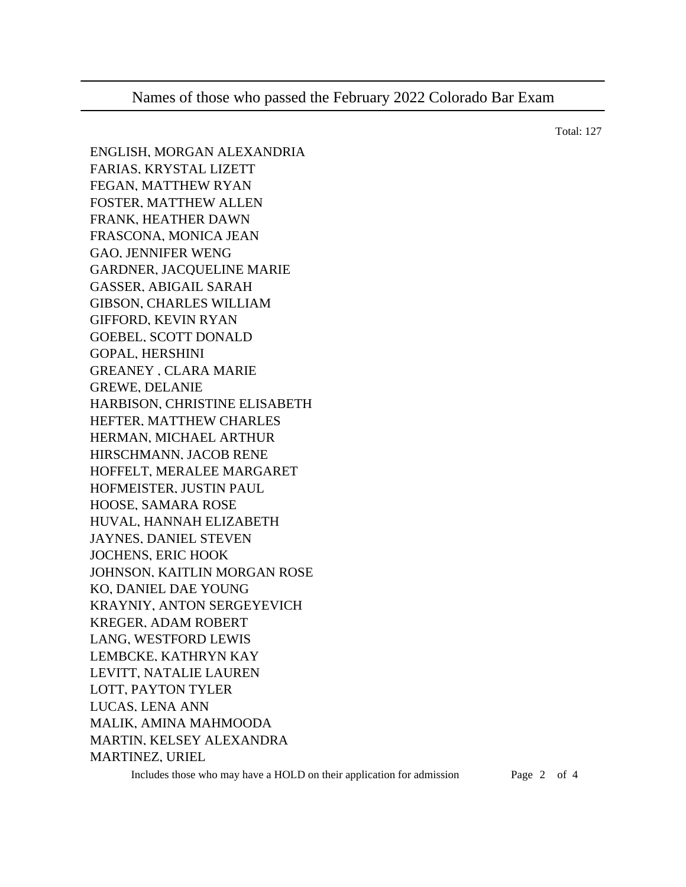Names of those who passed the February 2022 Colorado Bar Exam

Total: 127

ENGLISH, MORGAN ALEXANDRIA
FARIAS, KRYSTAL LIZETT
FEGAN, MATTHEW RYAN
FOSTER, MATTHEW ALLEN
FRANK, HEATHER DAWN
FRASCONA, MONICA JEAN
GAO, JENNIFER WENG
GARDNER, JACQUELINE MARIE
GASSER, ABIGAIL SARAH
GIBSON, CHARLES WILLIAM
GIFFORD, KEVIN RYAN
GOEBEL, SCOTT DONALD
GOPAL, HERSHINI
GREANEY , CLARA MARIE
GREWE, DELANIE
HARBISON, CHRISTINE ELISABETH
HEFTER, MATTHEW CHARLES
HERMAN, MICHAEL ARTHUR
HIRSCHMANN, JACOB RENE
HOFFELT, MERALEE MARGARET
HOFMEISTER, JUSTIN PAUL
HOOSE, SAMARA ROSE
HUVAL, HANNAH ELIZABETH
JAYNES, DANIEL STEVEN
JOCHENS, ERIC HOOK
JOHNSON, KAITLIN MORGAN ROSE
KO, DANIEL DAE YOUNG
KRAYNIY, ANTON SERGEYEVICH
KREGER, ADAM ROBERT
LANG, WESTFORD LEWIS
LEMBCKE, KATHRYN KAY
LEVITT, NATALIE LAUREN
LOTT, PAYTON TYLER
LUCAS, LENA ANN
MALIK, AMINA MAHMOODA
MARTIN, KELSEY ALEXANDRA
MARTINEZ, URIEL

Includes those who may have a HOLD on their application for admission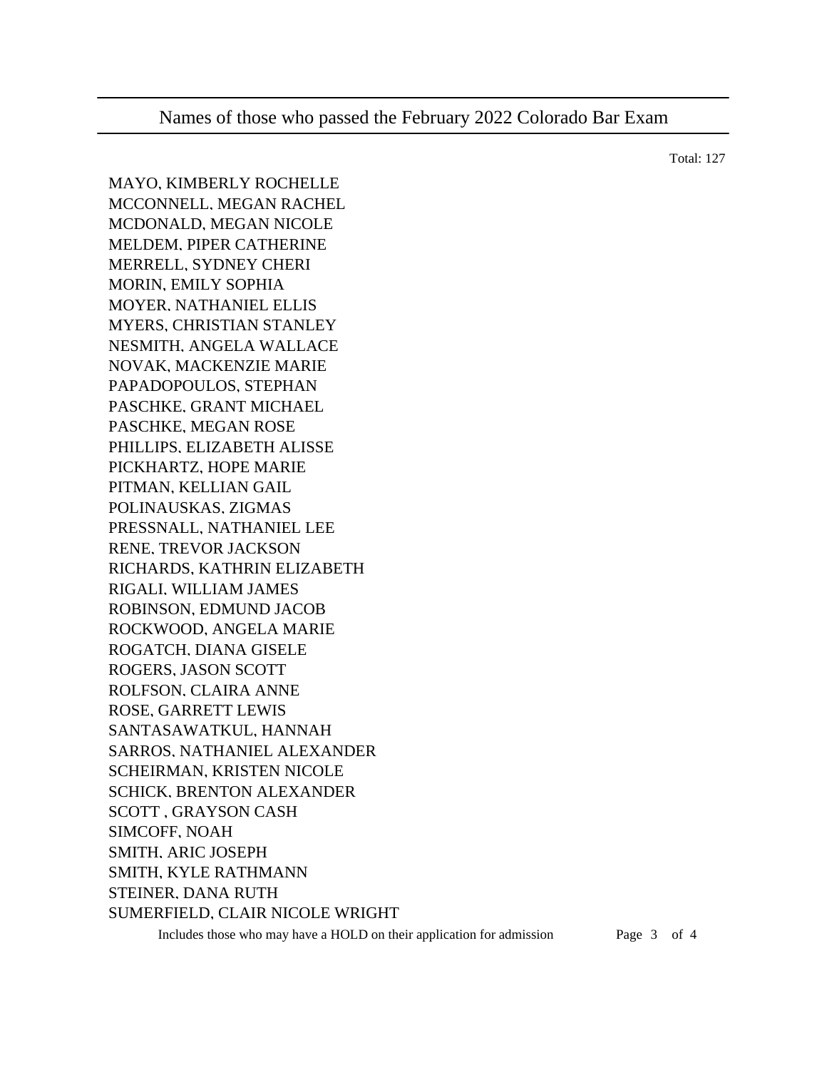## Names of those who passed the February 2022 Colorado Bar Exam

Total: 127

MAYO, KIMBERLY ROCHELLE
MCCONNELL, MEGAN RACHEL
MCDONALD, MEGAN NICOLE
MELDEM, PIPER CATHERINE
MERRELL, SYDNEY CHERI
MORIN, EMILY SOPHIA
MOYER, NATHANIEL ELLIS
MYERS, CHRISTIAN STANLEY
NESMITH, ANGELA WALLACE
NOVAK, MACKENZIE MARIE
PAPADOPOULOS, STEPHAN
PASCHKE, GRANT MICHAEL
PASCHKE, MEGAN ROSE
PHILLIPS, ELIZABETH ALISSE
PICKHARTZ, HOPE MARIE
PITMAN, KELLIAN GAIL
POLINAUSKAS, ZIGMAS
PRESSNALL, NATHANIEL LEE
RENE, TREVOR JACKSON
RICHARDS, KATHRIN ELIZABETH
RIGALI, WILLIAM JAMES
ROBINSON, EDMUND JACOB
ROCKWOOD, ANGELA MARIE
ROGATCH, DIANA GISELE
ROGERS, JASON SCOTT
ROLFSON, CLAIRA ANNE
ROSE, GARRETT LEWIS
SANTASAWATKUL, HANNAH
SARROS, NATHANIEL ALEXANDER
SCHEIRMAN, KRISTEN NICOLE
SCHICK, BRENTON ALEXANDER
SCOTT , GRAYSON CASH
SIMCOFF, NOAH
SMITH, ARIC JOSEPH
SMITH, KYLE RATHMANN
STEINER, DANA RUTH
SUMERFIELD, CLAIR NICOLE WRIGHT

Includes those who may have a HOLD on their application for admission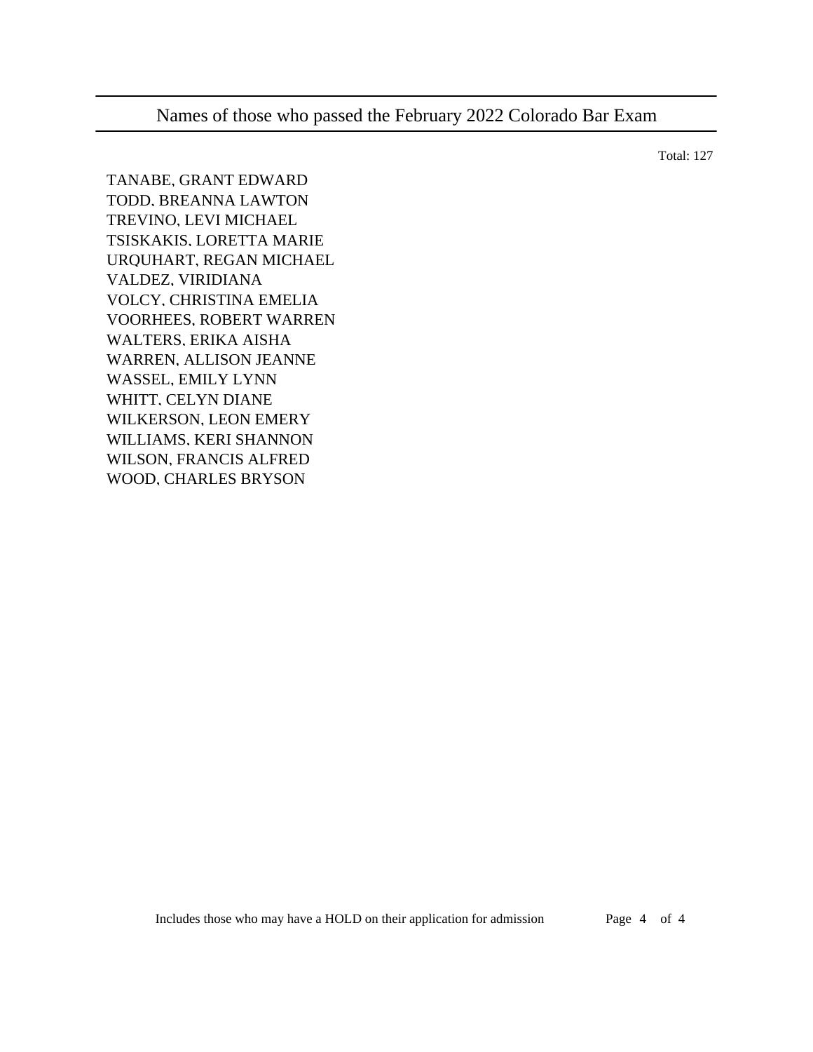## Names of those who passed the February 2022 Colorado Bar Exam

Total: 127

TANABE, GRANT EDWARD
TODD, BREANNA LAWTON
TREVINO, LEVI MICHAEL
TSISKAKIS, LORETTA MARIE
URQUHART, REGAN MICHAEL
VALDEZ, VIRIDIANA
VOLCY, CHRISTINA EMELIA
VOORHEES, ROBERT WARREN
WALTERS, ERIKA AISHA
WARREN, ALLISON JEANNE
WASSEL, EMILY LYNN
WHITT, CELYN DIANE
WILKERSON, LEON EMERY
WILLIAMS, KERI SHANNON
WILSON, FRANCIS ALFRED
WOOD, CHARLES BRYSON

Includes those who may have a HOLD on their application for admission